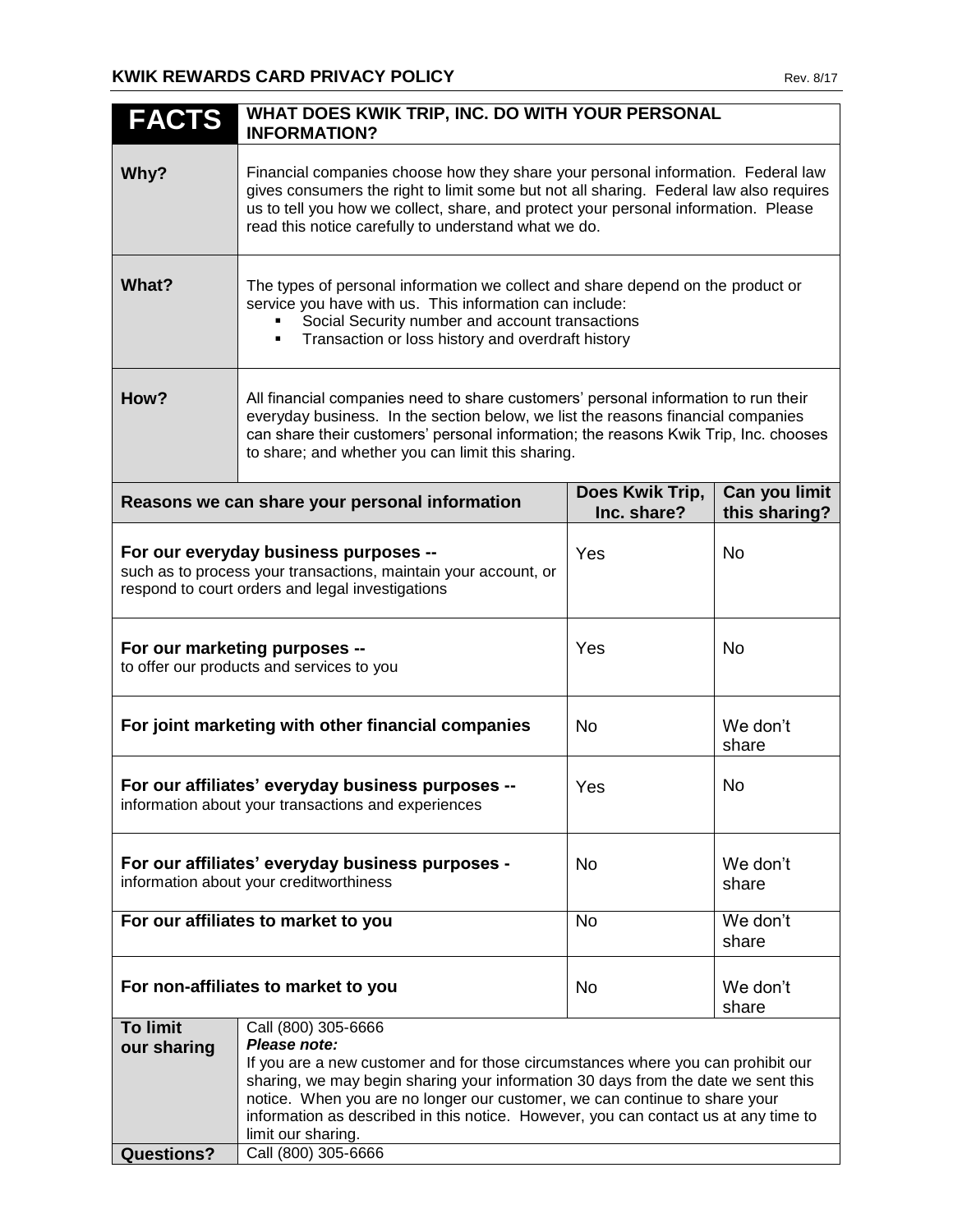# KWIK REWARDS CARD PRIVACY POLICY

Rev. 8/17

| **FACTS** | **WHAT DOES KWIK TRIP, INC. DO WITH YOUR PERSONAL INFORMATION?** |
|---|---|
| **Why?** | Financial companies choose how they share your personal information. Federal law gives consumers the right to limit some but not all sharing. Federal law also requires us to tell you how we collect, share, and protect your personal information. Please read this notice carefully to understand what we do. |
| **What?** | The types of personal information we collect and share depend on the product or service you have with us. This information can include:<br>▪ Social Security number and account transactions<br>▪ Transaction or loss history and overdraft history |
| **How?** | All financial companies need to share customers' personal information to run their everyday business. In the section below, we list the reasons financial companies can share their customers' personal information; the reasons Kwik Trip, Inc. chooses to share; and whether you can limit this sharing. |

| **Reasons we can share your personal information** | **Does Kwik Trip, Inc. share?** | **Can you limit this sharing?** |
|---|---|---|
| **For our everyday business purposes --** such as to process your transactions, maintain your account, or respond to court orders and legal investigations | Yes | No |
| **For our marketing purposes --** to offer our products and services to you | Yes | No |
| **For joint marketing with other financial companies** | No | We don't share |
| **For our affiliates' everyday business purposes --** information about your transactions and experiences | Yes | No |
| **For our affiliates' everyday business purposes -** information about your creditworthiness | No | We don't share |
| **For our affiliates to market to you** | No | We don't share |
| **For non-affiliates to market to you** | No | We don't share |

| | |
|---|---|
| **To limit our sharing** | Call (800) 305-6666<br>***Please note:***<br>If you are a new customer and for those circumstances where you can prohibit our sharing, we may begin sharing your information 30 days from the date we sent this notice. When you are no longer our customer, we can continue to share your information as described in this notice. However, you can contact us at any time to limit our sharing. |
| **Questions?** | Call (800) 305-6666 |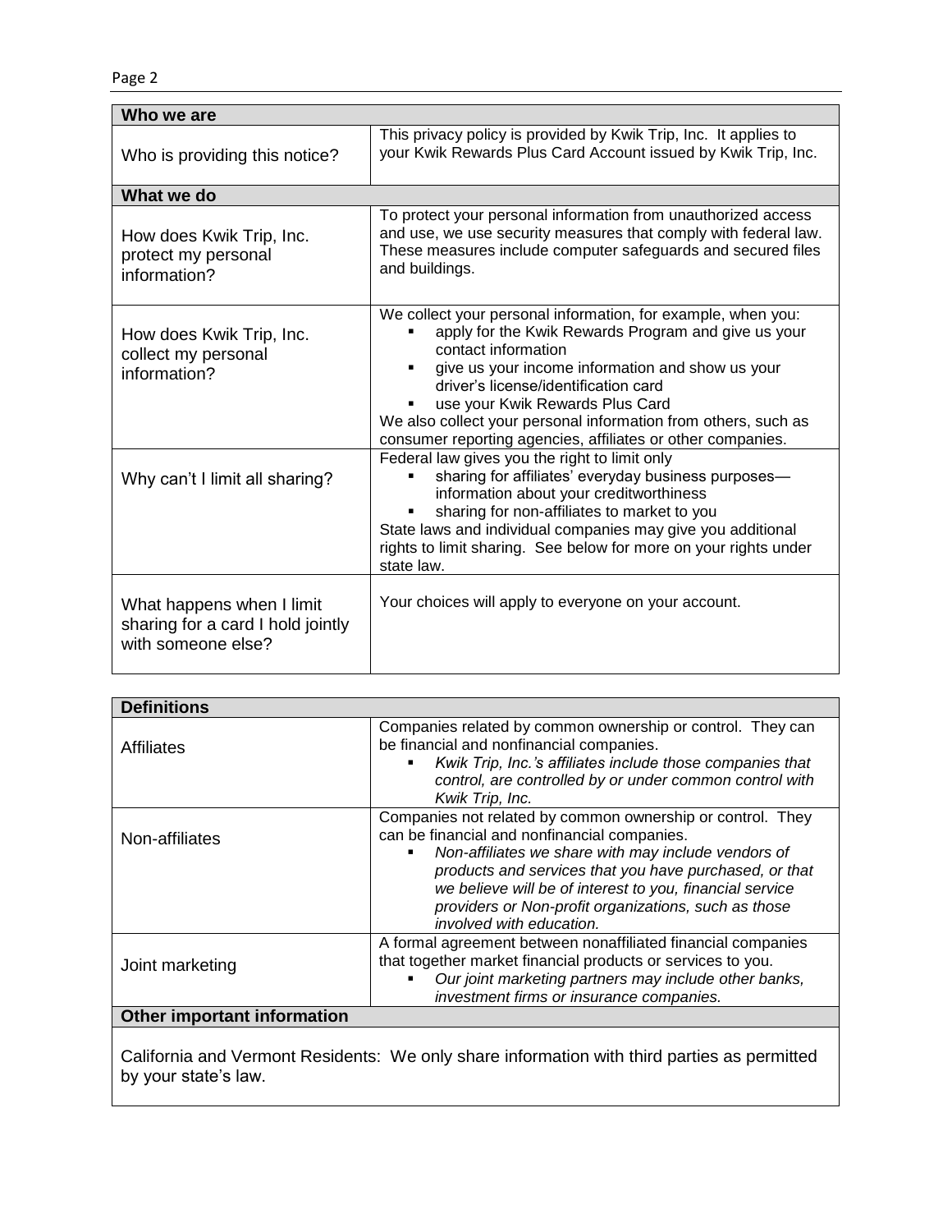| Who we are | |
|---|---|
| Who is providing this notice? | This privacy policy is provided by Kwik Trip, Inc. It applies to your Kwik Rewards Plus Card Account issued by Kwik Trip, Inc. |
| **What we do** | |
| How does Kwik Trip, Inc. protect my personal information? | To protect your personal information from unauthorized access and use, we use security measures that comply with federal law. These measures include computer safeguards and secured files and buildings. |
| How does Kwik Trip, Inc. collect my personal information? | We collect your personal information, for example, when you:<br>▪ apply for the Kwik Rewards Program and give us your contact information<br>▪ give us your income information and show us your driver's license/identification card<br>▪ use your Kwik Rewards Plus Card<br>We also collect your personal information from others, such as consumer reporting agencies, affiliates or other companies. |
| Why can't I limit all sharing? | Federal law gives you the right to limit only<br>▪ sharing for affiliates' everyday business purposes—information about your creditworthiness<br>▪ sharing for non-affiliates to market to you<br>State laws and individual companies may give you additional rights to limit sharing. See below for more on your rights under state law. |
| What happens when I limit sharing for a card I hold jointly with someone else? | Your choices will apply to everyone on your account. |

| Definitions | |
|---|---|
| Affiliates | Companies related by common ownership or control. They can be financial and nonfinancial companies.<br>▪ *Kwik Trip, Inc.'s affiliates include those companies that control, are controlled by or under common control with Kwik Trip, Inc.* |
| Non-affiliates | Companies not related by common ownership or control. They can be financial and nonfinancial companies.<br>▪ *Non-affiliates we share with may include vendors of products and services that you have purchased, or that we believe will be of interest to you, financial service providers or Non-profit organizations, such as those involved with education.* |
| Joint marketing | A formal agreement between nonaffiliated financial companies that together market financial products or services to you.<br>▪ *Our joint marketing partners may include other banks, investment firms or insurance companies.* |

**Other important information**

California and Vermont Residents: We only share information with third parties as permitted by your state's law.